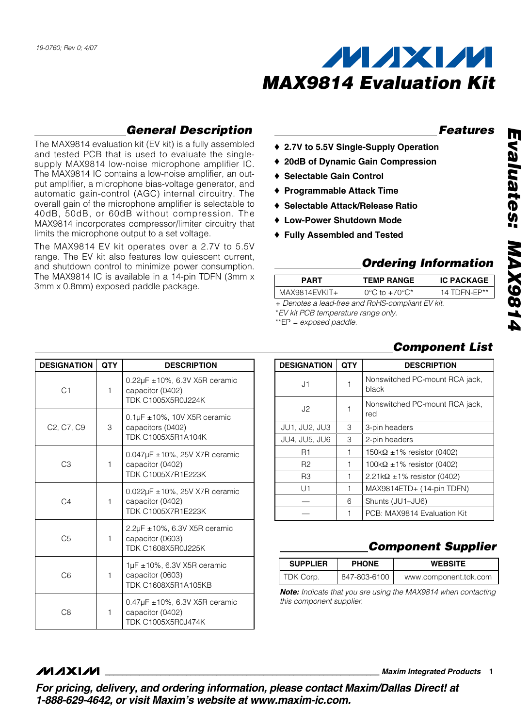19-0760; Rev 0; 4/07

# MAX9814 Evaluation Kit

## General Description

The MAX9814 evaluation kit (EV kit) is a fully assembled and tested PCB that is used to evaluate the single-supply MAX9814 low-noise microphone amplifier IC. The MAX9814 IC contains a low-noise amplifier, an output amplifier, a microphone bias-voltage generator, and automatic gain-control (AGC) internal circuitry. The overall gain of the microphone amplifier is selectable to 40dB, 50dB, or 60dB without compression. The MAX9814 incorporates compressor/limiter circuitry that limits the microphone output to a set voltage.

The MAX9814 EV kit operates over a 2.7V to 5.5V range. The EV kit also features low quiescent current, and shutdown control to minimize power consumption. The MAX9814 IC is available in a 14-pin TDFN (3mm x 3mm x 0.8mm) exposed paddle package.

## Features

- ♦ **2.7V to 5.5V Single-Supply Operation**
- ♦ **20dB of Dynamic Gain Compression**
- ♦ **Selectable Gain Control**
- ♦ **Programmable Attack Time**
- ♦ **Selectable Attack/Release Ratio**
- ♦ **Low-Power Shutdown Mode**
- ♦ **Fully Assembled and Tested**

## Ordering Information

| PART | TEMP RANGE | IC PACKAGE |
|---|---|---|
| MAX9814EVKIT+ | 0°C to +70°C* | 14 TDFN-EP** |

*+ Denotes a lead-free and RoHS-compliant EV kit.*
*\*EV kit PCB temperature range only.*
*\*\*EP = exposed paddle.*

## Component List

| DESIGNATION | QTY | DESCRIPTION |
|---|---|---|
| C1 | 1 | 0.22µF ±10%, 6.3V X5R ceramic capacitor (0402) TDK C1005X5R0J224K |
| C2, C7, C9 | 3 | 0.1µF ±10%, 10V X5R ceramic capacitors (0402) TDK C1005X5R1A104K |
| C3 | 1 | 0.047µF ±10%, 25V X7R ceramic capacitor (0402) TDK C1005X7R1E223K |
| C4 | 1 | 0.022µF ±10%, 25V X7R ceramic capacitor (0402) TDK C1005X7R1E223K |
| C5 | 1 | 2.2µF ±10%, 6.3V X5R ceramic capacitor (0603) TDK C1608X5R0J225K |
| C6 | 1 | 1µF ±10%, 6.3V X5R ceramic capacitor (0603) TDK C1608X5R1A105KB |
| C8 | 1 | 0.47µF ±10%, 6.3V X5R ceramic capacitor (0402) TDK C1005X5R0J474K |
| J1 | 1 | Nonswitched PC-mount RCA jack, black |
| J2 | 1 | Nonswitched PC-mount RCA jack, red |
| JU1, JU2, JU3 | 3 | 3-pin headers |
| JU4, JU5, JU6 | 3 | 2-pin headers |
| R1 | 1 | 150kΩ ±1% resistor (0402) |
| R2 | 1 | 100kΩ ±1% resistor (0402) |
| R3 | 1 | 2.21kΩ ±1% resistor (0402) |
| U1 | 1 | MAX9814ETD+ (14-pin TDFN) |
| — | 6 | Shunts (JU1–JU6) |
| — | 1 | PCB: MAX9814 Evaluation Kit |

## Component Supplier

| SUPPLIER | PHONE | WEBSITE |
|---|---|---|
| TDK Corp. | 847-803-6100 | www.component.tdk.com |

***Note:*** *Indicate that you are using the MAX9814 when contacting this component supplier.*

***For pricing, delivery, and ordering information, please contact Maxim/Dallas Direct! at 1-888-629-4642, or visit Maxim's website at www.maxim-ic.com.***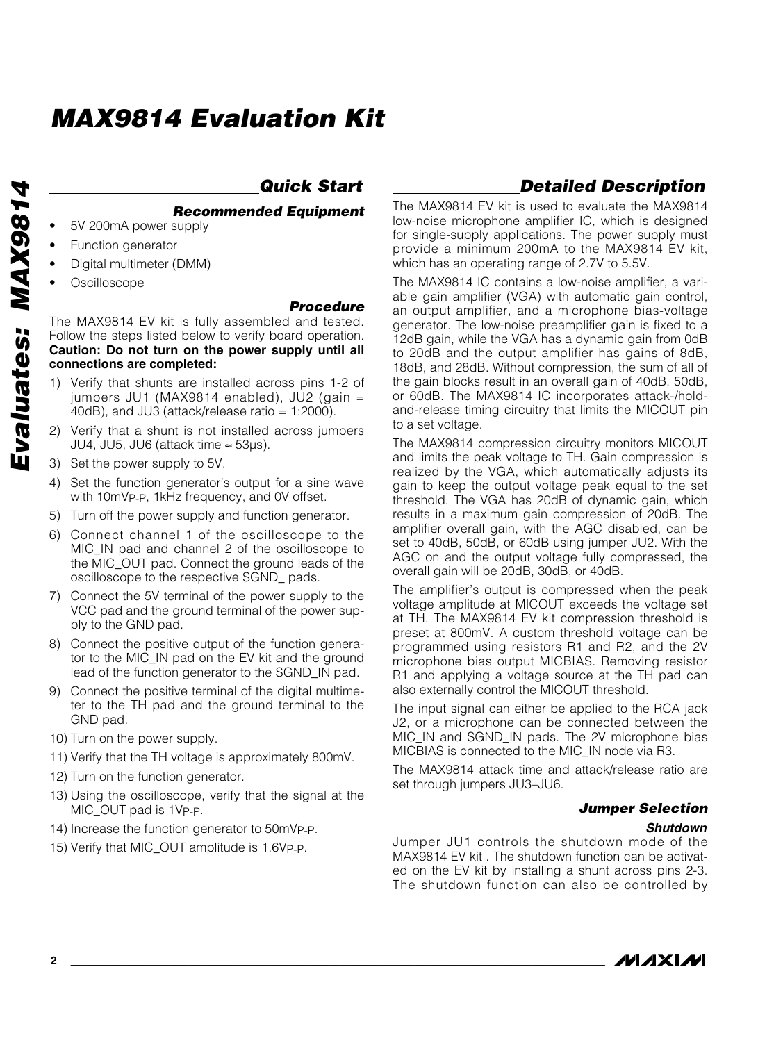## Quick Start

### Recommended Equipment

- 5V 200mA power supply
- Function generator
- Digital multimeter (DMM)
- Oscilloscope

### Procedure

The MAX9814 EV kit is fully assembled and tested. Follow the steps listed below to verify board operation. **Caution: Do not turn on the power supply until all connections are completed:**

1) Verify that shunts are installed across pins 1-2 of jumpers JU1 (MAX9814 enabled), JU2 (gain = 40dB), and JU3 (attack/release ratio = 1:2000).
2) Verify that a shunt is not installed across jumpers JU4, JU5, JU6 (attack time ≈ 53µs).
3) Set the power supply to 5V.
4) Set the function generator's output for a sine wave with $10mV_{P-P}$, 1kHz frequency, and 0V offset.
5) Turn off the power supply and function generator.
6) Connect channel 1 of the oscilloscope to the MIC_IN pad and channel 2 of the oscilloscope to the MIC_OUT pad. Connect the ground leads of the oscilloscope to the respective SGND_ pads.
7) Connect the 5V terminal of the power supply to the VCC pad and the ground terminal of the power supply to the GND pad.
8) Connect the positive output of the function generator to the MIC_IN pad on the EV kit and the ground lead of the function generator to the SGND_IN pad.
9) Connect the positive terminal of the digital multimeter to the TH pad and the ground terminal to the GND pad.
10) Turn on the power supply.
11) Verify that the TH voltage is approximately 800mV.
12) Turn on the function generator.
13) Using the oscilloscope, verify that the signal at the MIC_OUT pad is $1V_{P-P}$.
14) Increase the function generator to $50mV_{P-P}$.
15) Verify that MIC_OUT amplitude is $1.6V_{P-P}$.

## Detailed Description

The MAX9814 EV kit is used to evaluate the MAX9814 low-noise microphone amplifier IC, which is designed for single-supply applications. The power supply must provide a minimum 200mA to the MAX9814 EV kit, which has an operating range of 2.7V to 5.5V.

The MAX9814 IC contains a low-noise amplifier, a variable gain amplifier (VGA) with automatic gain control, an output amplifier, and a microphone bias-voltage generator. The low-noise preamplifier gain is fixed to a 12dB gain, while the VGA has a dynamic gain from 0dB to 20dB and the output amplifier has gains of 8dB, 18dB, and 28dB. Without compression, the sum of all of the gain blocks result in an overall gain of 40dB, 50dB, or 60dB. The MAX9814 IC incorporates attack-/hold-and-release timing circuitry that limits the MICOUT pin to a set voltage.

The MAX9814 compression circuitry monitors MICOUT and limits the peak voltage to TH. Gain compression is realized by the VGA, which automatically adjusts its gain to keep the output voltage peak equal to the set threshold. The VGA has 20dB of dynamic gain, which results in a maximum gain compression of 20dB. The amplifier overall gain, with the AGC disabled, can be set to 40dB, 50dB, or 60dB using jumper JU2. With the AGC on and the output voltage fully compressed, the overall gain will be 20dB, 30dB, or 40dB.

The amplifier's output is compressed when the peak voltage amplitude at MICOUT exceeds the voltage set at TH. The MAX9814 EV kit compression threshold is preset at 800mV. A custom threshold voltage can be programmed using resistors R1 and R2, and the 2V microphone bias output MICBIAS. Removing resistor R1 and applying a voltage source at the TH pad can also externally control the MICOUT threshold.

The input signal can either be applied to the RCA jack J2, or a microphone can be connected between the MIC_IN and SGND_IN pads. The 2V microphone bias MICBIAS is connected to the MIC_IN node via R3.

The MAX9814 attack time and attack/release ratio are set through jumpers JU3–JU6.

### Jumper Selection

#### Shutdown

Jumper JU1 controls the shutdown mode of the MAX9814 EV kit . The shutdown function can be activated on the EV kit by installing a shunt across pins 2-3. The shutdown function can also be controlled by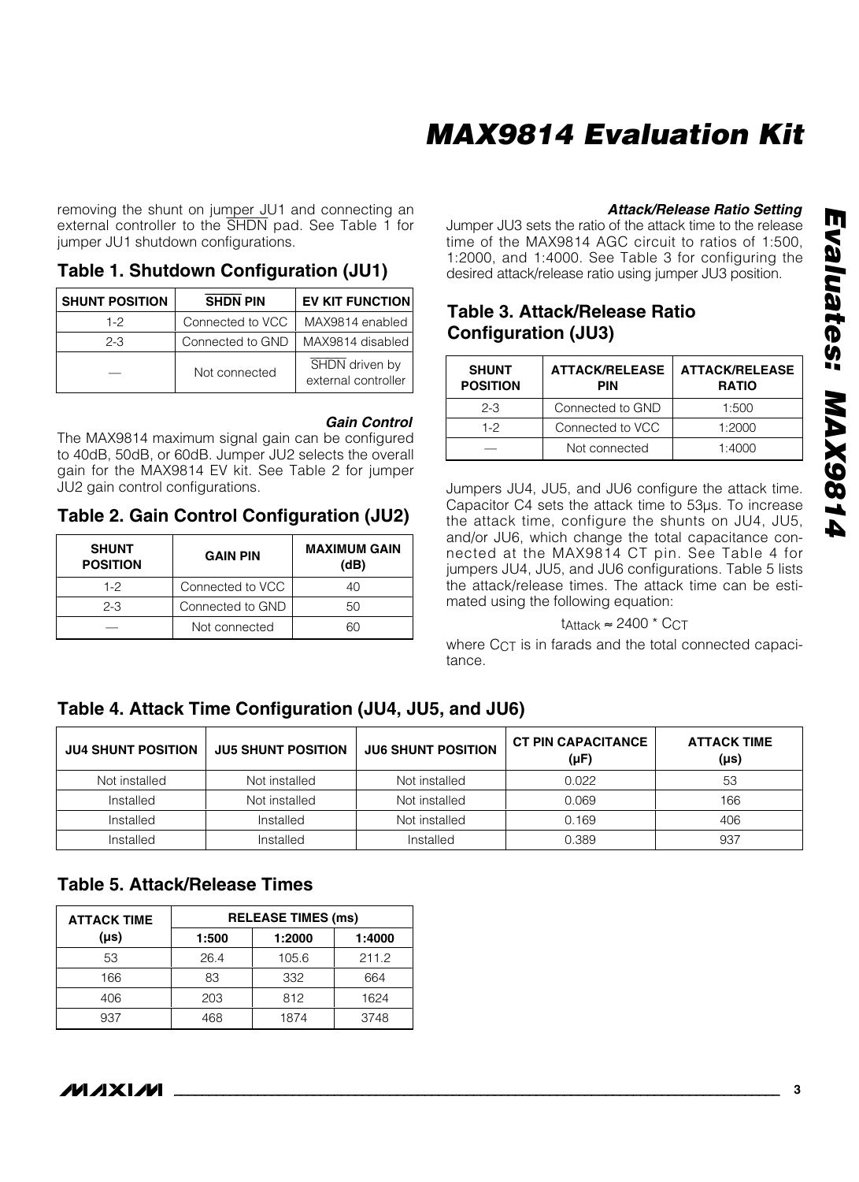removing the shunt on jumper JU1 and connecting an external controller to the $\overline{SHDN}$ pad. See Table 1 for jumper JU1 shutdown configurations.

## Table 1. Shutdown Configuration (JU1)

| SHUNT POSITION | $\overline{SHDN}$ PIN | EV KIT FUNCTION |
|---|---|---|
| 1-2 | Connected to VCC | MAX9814 enabled |
| 2-3 | Connected to GND | MAX9814 disabled |
| — | Not connected | $\overline{SHDN}$ driven by external controller |

### *Gain Control*

The MAX9814 maximum signal gain can be configured to 40dB, 50dB, or 60dB. Jumper JU2 selects the overall gain for the MAX9814 EV kit. See Table 2 for jumper JU2 gain control configurations.

## Table 2. Gain Control Configuration (JU2)

| SHUNT POSITION | GAIN PIN | MAXIMUM GAIN (dB) |
|---|---|---|
| 1-2 | Connected to VCC | 40 |
| 2-3 | Connected to GND | 50 |
| — | Not connected | 60 |

### *Attack/Release Ratio Setting*

Jumper JU3 sets the ratio of the attack time to the release time of the MAX9814 AGC circuit to ratios of 1:500, 1:2000, and 1:4000. See Table 3 for configuring the desired attack/release ratio using jumper JU3 position.

## Table 3. Attack/Release Ratio Configuration (JU3)

| SHUNT POSITION | ATTACK/RELEASE PIN | ATTACK/RELEASE RATIO |
|---|---|---|
| 2-3 | Connected to GND | 1:500 |
| 1-2 | Connected to VCC | 1:2000 |
| — | Not connected | 1:4000 |

Jumpers JU4, JU5, and JU6 configure the attack time. Capacitor C4 sets the attack time to 53µs. To increase the attack time, configure the shunts on JU4, JU5, and/or JU6, which change the total capacitance connected at the MAX9814 CT pin. See Table 4 for jumpers JU4, JU5, and JU6 configurations. Table 5 lists the attack/release times. The attack time can be estimated using the following equation:

$$t_{Attack} \approx 2400 * C_{CT}$$

where $C_{CT}$ is in farads and the total connected capacitance.

## Table 4. Attack Time Configuration (JU4, JU5, and JU6)

| JU4 SHUNT POSITION | JU5 SHUNT POSITION | JU6 SHUNT POSITION | CT PIN CAPACITANCE (µF) | ATTACK TIME (µs) |
|---|---|---|---|---|
| Not installed | Not installed | Not installed | 0.022 | 53 |
| Installed | Not installed | Not installed | 0.069 | 166 |
| Installed | Installed | Not installed | 0.169 | 406 |
| Installed | Installed | Installed | 0.389 | 937 |

## Table 5. Attack/Release Times

| ATTACK TIME (µs) | RELEASE TIMES (ms) | | |
|---|---|---|---|
| | 1:500 | 1:2000 | 1:4000 |
| 53 | 26.4 | 105.6 | 211.2 |
| 166 | 83 | 332 | 664 |
| 406 | 203 | 812 | 1624 |
| 937 | 468 | 1874 | 3748 |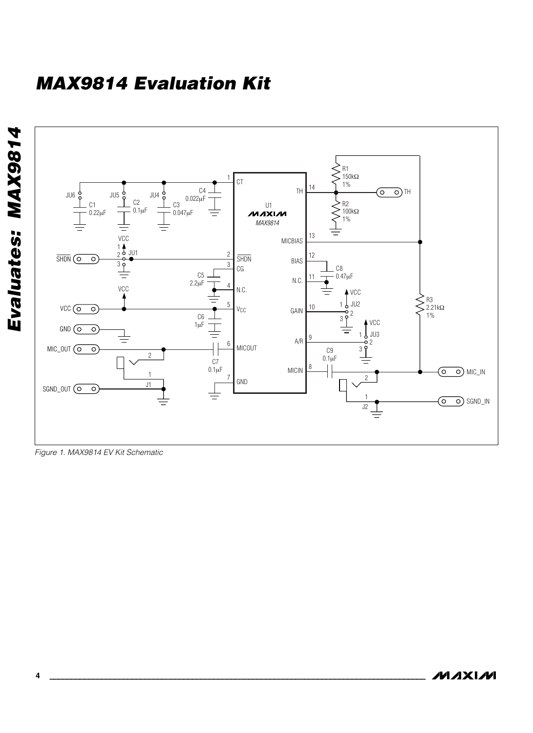# MAX9814 Evaluation Kit

*Figure 1. MAX9814 EV Kit Schematic*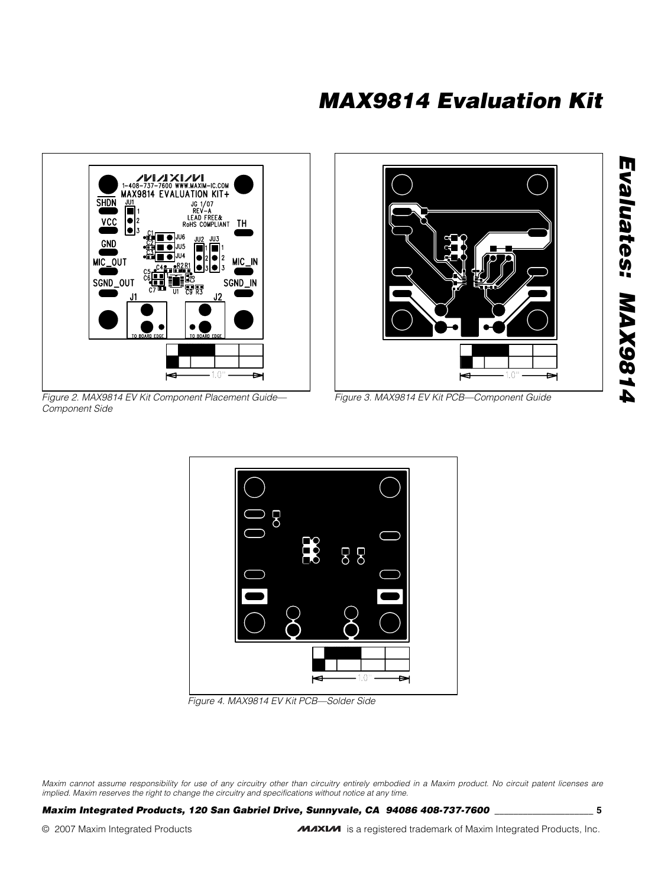# MAX9814 Evaluation Kit

Figure 2. MAX9814 EV Kit Component Placement Guide—Component Side

Figure 3. MAX9814 EV Kit PCB—Component Guide

Figure 4. MAX9814 EV Kit PCB—Solder Side

*Maxim cannot assume responsibility for use of any circuitry other than circuitry entirely embodied in a Maxim product. No circuit patent licenses are implied. Maxim reserves the right to change the circuitry and specifications without notice at any time.*

***Maxim Integrated Products, 120 San Gabriel Drive, Sunnyvale, CA 94086 408-737-7600***

© 2007 Maxim Integrated Products

MAXIM is a registered trademark of Maxim Integrated Products, Inc.